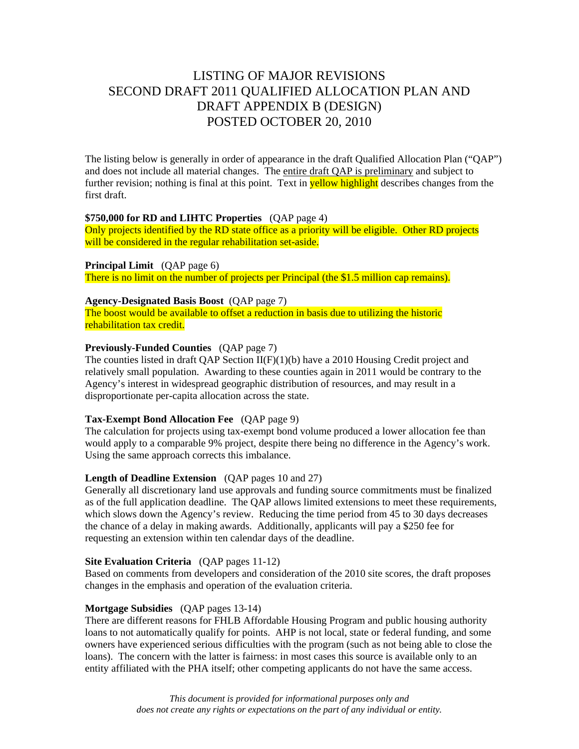# LISTING OF MAJOR REVISIONS
# SECOND DRAFT 2011 QUALIFIED ALLOCATION PLAN AND DRAFT APPENDIX B (DESIGN)
# POSTED OCTOBER 20, 2010

The listing below is generally in order of appearance in the draft Qualified Allocation Plan ("QAP") and does not include all material changes. The entire draft QAP is preliminary and subject to further revision; nothing is final at this point. Text in yellow highlight describes changes from the first draft.

**$750,000 for RD and LIHTC Properties** (QAP page 4)
Only projects identified by the RD state office as a priority will be eligible. Other RD projects will be considered in the regular rehabilitation set-aside.

**Principal Limit** (QAP page 6)
There is no limit on the number of projects per Principal (the $1.5 million cap remains).

**Agency-Designated Basis Boost** (QAP page 7)
The boost would be available to offset a reduction in basis due to utilizing the historic rehabilitation tax credit.

**Previously-Funded Counties** (QAP page 7)
The counties listed in draft QAP Section II(F)(1)(b) have a 2010 Housing Credit project and relatively small population. Awarding to these counties again in 2011 would be contrary to the Agency's interest in widespread geographic distribution of resources, and may result in a disproportionate per-capita allocation across the state.

**Tax-Exempt Bond Allocation Fee** (QAP page 9)
The calculation for projects using tax-exempt bond volume produced a lower allocation fee than would apply to a comparable 9% project, despite there being no difference in the Agency's work. Using the same approach corrects this imbalance.

**Length of Deadline Extension** (QAP pages 10 and 27)
Generally all discretionary land use approvals and funding source commitments must be finalized as of the full application deadline. The QAP allows limited extensions to meet these requirements, which slows down the Agency's review. Reducing the time period from 45 to 30 days decreases the chance of a delay in making awards. Additionally, applicants will pay a $250 fee for requesting an extension within ten calendar days of the deadline.

**Site Evaluation Criteria** (QAP pages 11-12)
Based on comments from developers and consideration of the 2010 site scores, the draft proposes changes in the emphasis and operation of the evaluation criteria.

**Mortgage Subsidies** (QAP pages 13-14)
There are different reasons for FHLB Affordable Housing Program and public housing authority loans to not automatically qualify for points. AHP is not local, state or federal funding, and some owners have experienced serious difficulties with the program (such as not being able to close the loans). The concern with the latter is fairness: in most cases this source is available only to an entity affiliated with the PHA itself; other competing applicants do not have the same access.

*This document is provided for informational purposes only and does not create any rights or expectations on the part of any individual or entity.*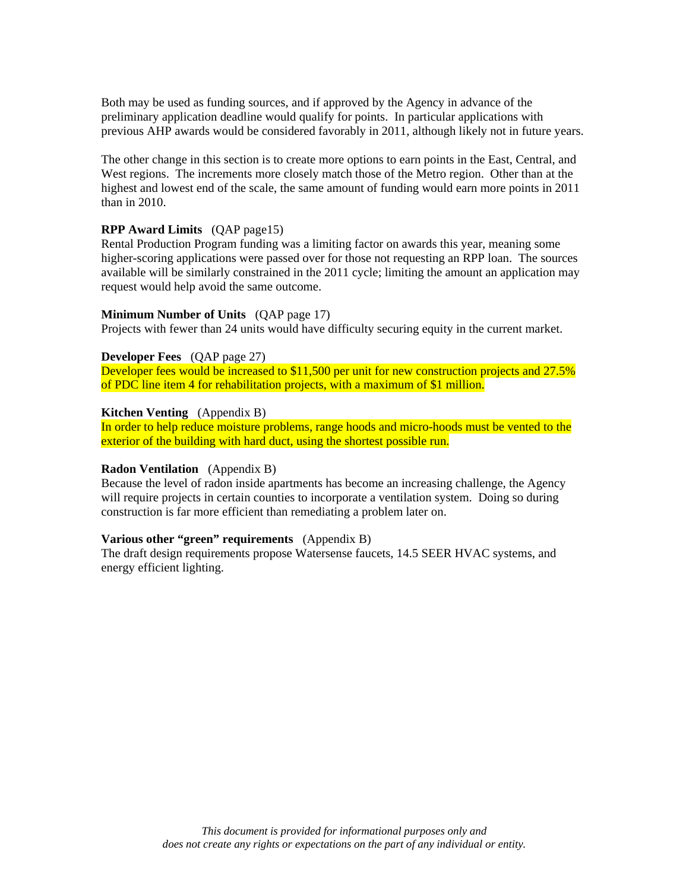Both may be used as funding sources, and if approved by the Agency in advance of the preliminary application deadline would qualify for points. In particular applications with previous AHP awards would be considered favorably in 2011, although likely not in future years.

The other change in this section is to create more options to earn points in the East, Central, and West regions. The increments more closely match those of the Metro region. Other than at the highest and lowest end of the scale, the same amount of funding would earn more points in 2011 than in 2010.

**RPP Award Limits** (QAP page15)
Rental Production Program funding was a limiting factor on awards this year, meaning some higher-scoring applications were passed over for those not requesting an RPP loan. The sources available will be similarly constrained in the 2011 cycle; limiting the amount an application may request would help avoid the same outcome.

**Minimum Number of Units** (QAP page 17)
Projects with fewer than 24 units would have difficulty securing equity in the current market.

**Developer Fees** (QAP page 27)
Developer fees would be increased to $11,500 per unit for new construction projects and 27.5% of PDC line item 4 for rehabilitation projects, with a maximum of $1 million.

**Kitchen Venting** (Appendix B)
In order to help reduce moisture problems, range hoods and micro-hoods must be vented to the exterior of the building with hard duct, using the shortest possible run.

**Radon Ventilation** (Appendix B)
Because the level of radon inside apartments has become an increasing challenge, the Agency will require projects in certain counties to incorporate a ventilation system. Doing so during construction is far more efficient than remediating a problem later on.

**Various other "green" requirements** (Appendix B)
The draft design requirements propose Watersense faucets, 14.5 SEER HVAC systems, and energy efficient lighting.

*This document is provided for informational purposes only and does not create any rights or expectations on the part of any individual or entity.*